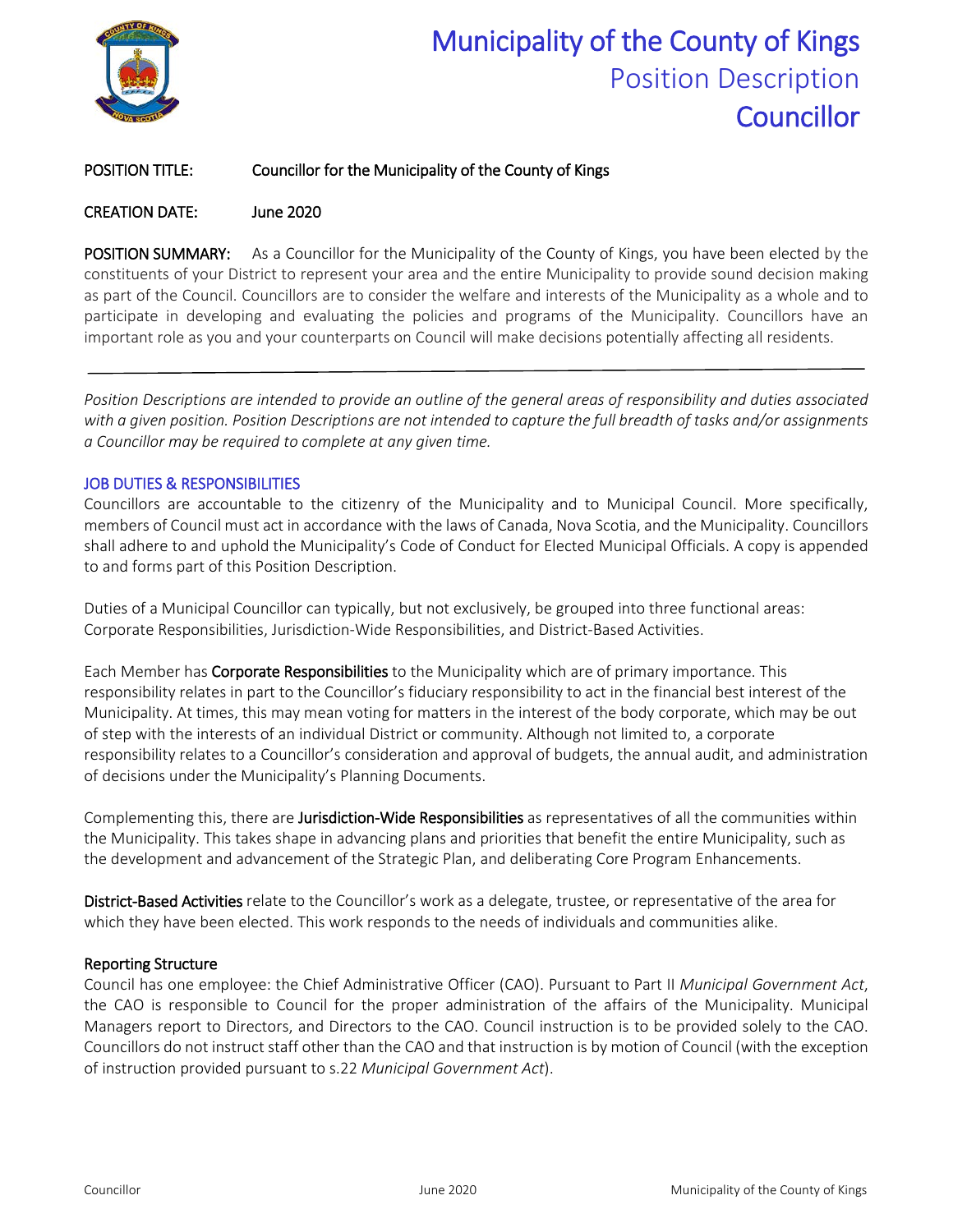# Municipality of the County of Kings
## Position Description
## Councillor

**POSITION TITLE:** Councillor for the Municipality of the County of Kings

**CREATION DATE:** June 2020

**POSITION SUMMARY:** As a Councillor for the Municipality of the County of Kings, you have been elected by the constituents of your District to represent your area and the entire Municipality to provide sound decision making as part of the Council. Councillors are to consider the welfare and interests of the Municipality as a whole and to participate in developing and evaluating the policies and programs of the Municipality. Councillors have an important role as you and your counterparts on Council will make decisions potentially affecting all residents.

---

*Position Descriptions are intended to provide an outline of the general areas of responsibility and duties associated with a given position. Position Descriptions are not intended to capture the full breadth of tasks and/or assignments a Councillor may be required to complete at any given time.*

### JOB DUTIES & RESPONSIBILITIES

Councillors are accountable to the citizenry of the Municipality and to Municipal Council. More specifically, members of Council must act in accordance with the laws of Canada, Nova Scotia, and the Municipality. Councillors shall adhere to and uphold the Municipality's Code of Conduct for Elected Municipal Officials. A copy is appended to and forms part of this Position Description.

Duties of a Municipal Councillor can typically, but not exclusively, be grouped into three functional areas: Corporate Responsibilities, Jurisdiction-Wide Responsibilities, and District-Based Activities.

Each Member has **Corporate Responsibilities** to the Municipality which are of primary importance. This responsibility relates in part to the Councillor's fiduciary responsibility to act in the financial best interest of the Municipality. At times, this may mean voting for matters in the interest of the body corporate, which may be out of step with the interests of an individual District or community. Although not limited to, a corporate responsibility relates to a Councillor's consideration and approval of budgets, the annual audit, and administration of decisions under the Municipality's Planning Documents.

Complementing this, there are **Jurisdiction-Wide Responsibilities** as representatives of all the communities within the Municipality. This takes shape in advancing plans and priorities that benefit the entire Municipality, such as the development and advancement of the Strategic Plan, and deliberating Core Program Enhancements.

**District-Based Activities** relate to the Councillor's work as a delegate, trustee, or representative of the area for which they have been elected. This work responds to the needs of individuals and communities alike.

#### Reporting Structure

Council has one employee: the Chief Administrative Officer (CAO). Pursuant to Part II *Municipal Government Act*, the CAO is responsible to Council for the proper administration of the affairs of the Municipality. Municipal Managers report to Directors, and Directors to the CAO. Council instruction is to be provided solely to the CAO. Councillors do not instruct staff other than the CAO and that instruction is by motion of Council (with the exception of instruction provided pursuant to s.22 *Municipal Government Act*).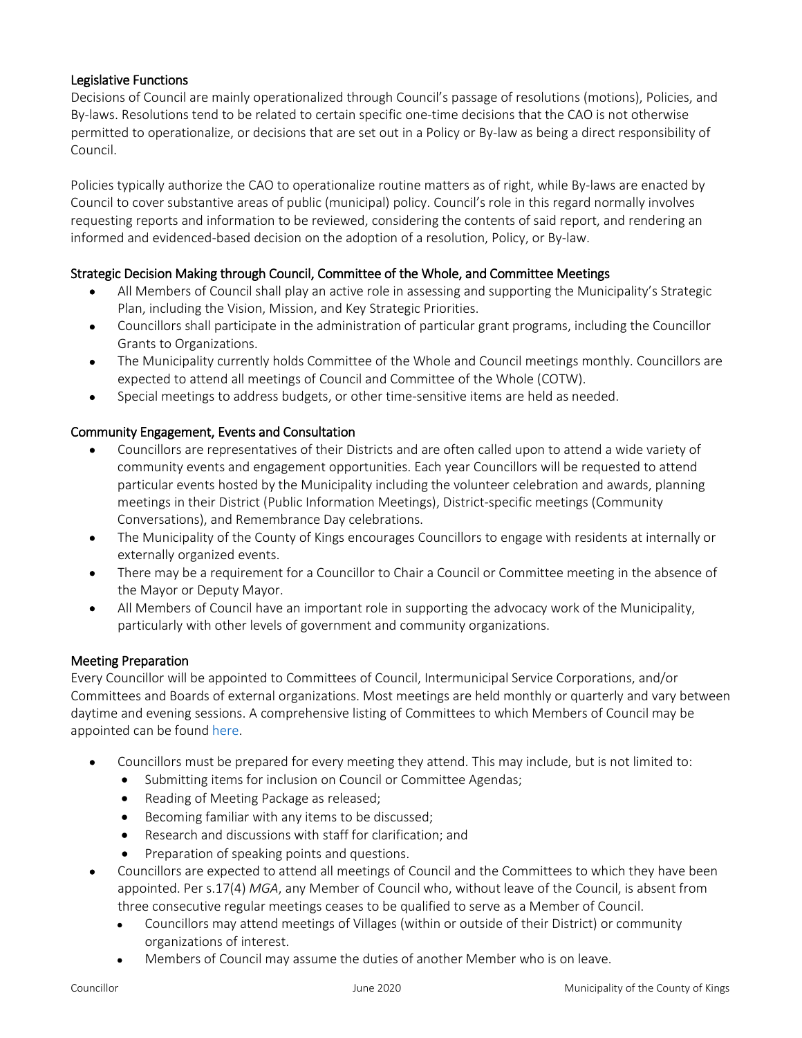## Legislative Functions

Decisions of Council are mainly operationalized through Council's passage of resolutions (motions), Policies, and By-laws. Resolutions tend to be related to certain specific one-time decisions that the CAO is not otherwise permitted to operationalize, or decisions that are set out in a Policy or By-law as being a direct responsibility of Council.

Policies typically authorize the CAO to operationalize routine matters as of right, while By-laws are enacted by Council to cover substantive areas of public (municipal) policy. Council's role in this regard normally involves requesting reports and information to be reviewed, considering the contents of said report, and rendering an informed and evidenced-based decision on the adoption of a resolution, Policy, or By-law.

## Strategic Decision Making through Council, Committee of the Whole, and Committee Meetings

- All Members of Council shall play an active role in assessing and supporting the Municipality's Strategic Plan, including the Vision, Mission, and Key Strategic Priorities.
- Councillors shall participate in the administration of particular grant programs, including the Councillor Grants to Organizations.
- The Municipality currently holds Committee of the Whole and Council meetings monthly. Councillors are expected to attend all meetings of Council and Committee of the Whole (COTW).
- Special meetings to address budgets, or other time-sensitive items are held as needed.

## Community Engagement, Events and Consultation

- Councillors are representatives of their Districts and are often called upon to attend a wide variety of community events and engagement opportunities. Each year Councillors will be requested to attend particular events hosted by the Municipality including the volunteer celebration and awards, planning meetings in their District (Public Information Meetings), District-specific meetings (Community Conversations), and Remembrance Day celebrations.
- The Municipality of the County of Kings encourages Councillors to engage with residents at internally or externally organized events.
- There may be a requirement for a Councillor to Chair a Council or Committee meeting in the absence of the Mayor or Deputy Mayor.
- All Members of Council have an important role in supporting the advocacy work of the Municipality, particularly with other levels of government and community organizations.

## Meeting Preparation

Every Councillor will be appointed to Committees of Council, Intermunicipal Service Corporations, and/or Committees and Boards of external organizations. Most meetings are held monthly or quarterly and vary between daytime and evening sessions. A comprehensive listing of Committees to which Members of Council may be appointed can be found here.

- Councillors must be prepared for every meeting they attend. This may include, but is not limited to:
  - Submitting items for inclusion on Council or Committee Agendas;
  - Reading of Meeting Package as released;
  - Becoming familiar with any items to be discussed;
  - Research and discussions with staff for clarification; and
  - Preparation of speaking points and questions.
- Councillors are expected to attend all meetings of Council and the Committees to which they have been appointed. Per s.17(4) *MGA*, any Member of Council who, without leave of the Council, is absent from three consecutive regular meetings ceases to be qualified to serve as a Member of Council.
  - Councillors may attend meetings of Villages (within or outside of their District) or community organizations of interest.
  - Members of Council may assume the duties of another Member who is on leave.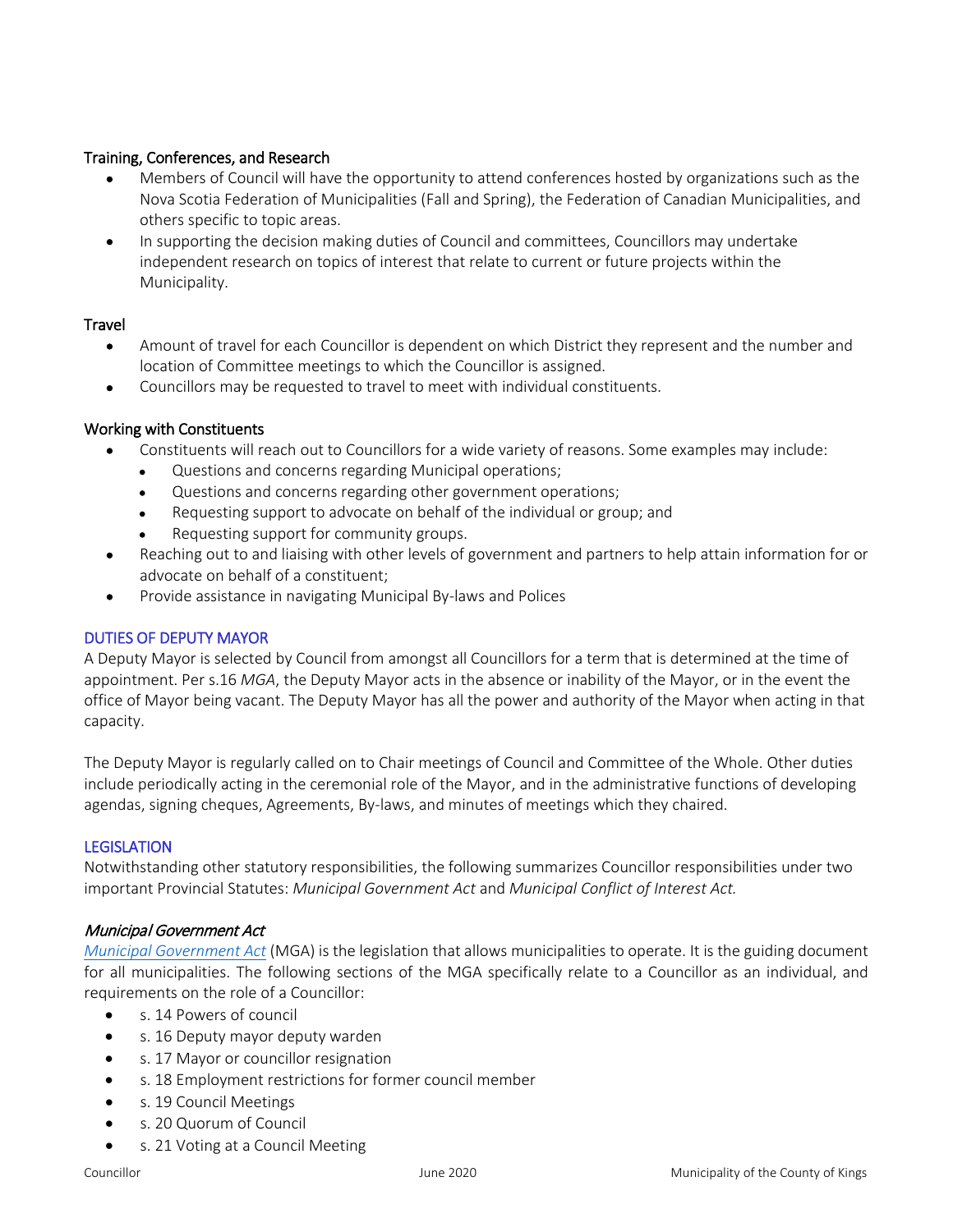### Training, Conferences, and Research

- Members of Council will have the opportunity to attend conferences hosted by organizations such as the Nova Scotia Federation of Municipalities (Fall and Spring), the Federation of Canadian Municipalities, and others specific to topic areas.
- In supporting the decision making duties of Council and committees, Councillors may undertake independent research on topics of interest that relate to current or future projects within the Municipality.

### Travel

- Amount of travel for each Councillor is dependent on which District they represent and the number and location of Committee meetings to which the Councillor is assigned.
- Councillors may be requested to travel to meet with individual constituents.

### Working with Constituents

- Constituents will reach out to Councillors for a wide variety of reasons. Some examples may include:
  - Questions and concerns regarding Municipal operations;
  - Questions and concerns regarding other government operations;
  - Requesting support to advocate on behalf of the individual or group; and
  - Requesting support for community groups.
- Reaching out to and liaising with other levels of government and partners to help attain information for or advocate on behalf of a constituent;
- Provide assistance in navigating Municipal By-laws and Polices

## DUTIES OF DEPUTY MAYOR

A Deputy Mayor is selected by Council from amongst all Councillors for a term that is determined at the time of appointment. Per s.16 *MGA*, the Deputy Mayor acts in the absence or inability of the Mayor, or in the event the office of Mayor being vacant. The Deputy Mayor has all the power and authority of the Mayor when acting in that capacity.

The Deputy Mayor is regularly called on to Chair meetings of Council and Committee of the Whole. Other duties include periodically acting in the ceremonial role of the Mayor, and in the administrative functions of developing agendas, signing cheques, Agreements, By-laws, and minutes of meetings which they chaired.

## LEGISLATION

Notwithstanding other statutory responsibilities, the following summarizes Councillor responsibilities under two important Provincial Statutes: *Municipal Government Act* and *Municipal Conflict of Interest Act.*

### *Municipal Government Act*

*Municipal Government Act* (MGA) is the legislation that allows municipalities to operate. It is the guiding document for all municipalities. The following sections of the MGA specifically relate to a Councillor as an individual, and requirements on the role of a Councillor:

- s. 14 Powers of council
- s. 16 Deputy mayor deputy warden
- s. 17 Mayor or councillor resignation
- s. 18 Employment restrictions for former council member
- s. 19 Council Meetings
- s. 20 Quorum of Council
- s. 21 Voting at a Council Meeting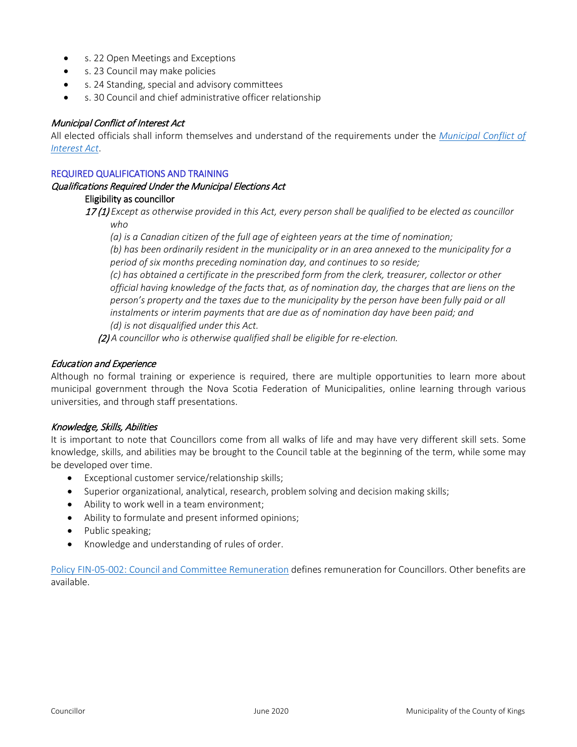- s. 22 Open Meetings and Exceptions
- s. 23 Council may make policies
- s. 24 Standing, special and advisory committees
- s. 30 Council and chief administrative officer relationship

### *Municipal Conflict of Interest Act*

All elected officials shall inform themselves and understand of the requirements under the [*Municipal Conflict of Interest Act*](#).

## REQUIRED QUALIFICATIONS AND TRAINING

### *Qualifications Required Under the Municipal Elections Act*

**Eligibility as councillor**

*17 (1) Except as otherwise provided in this Act, every person shall be qualified to be elected as councillor who*

*(a) is a Canadian citizen of the full age of eighteen years at the time of nomination;*

*(b) has been ordinarily resident in the municipality or in an area annexed to the municipality for a period of six months preceding nomination day, and continues to so reside;*

*(c) has obtained a certificate in the prescribed form from the clerk, treasurer, collector or other official having knowledge of the facts that, as of nomination day, the charges that are liens on the person's property and the taxes due to the municipality by the person have been fully paid or all instalments or interim payments that are due as of nomination day have been paid; and*

*(d) is not disqualified under this Act.*

*(2) A councillor who is otherwise qualified shall be eligible for re-election.*

### *Education and Experience*

Although no formal training or experience is required, there are multiple opportunities to learn more about municipal government through the Nova Scotia Federation of Municipalities, online learning through various universities, and through staff presentations.

### *Knowledge, Skills, Abilities*

It is important to note that Councillors come from all walks of life and may have very different skill sets. Some knowledge, skills, and abilities may be brought to the Council table at the beginning of the term, while some may be developed over time.

- Exceptional customer service/relationship skills;
- Superior organizational, analytical, research, problem solving and decision making skills;
- Ability to work well in a team environment;
- Ability to formulate and present informed opinions;
- Public speaking;
- Knowledge and understanding of rules of order.

[Policy FIN-05-002: Council and Committee Remuneration](#) defines remuneration for Councillors. Other benefits are available.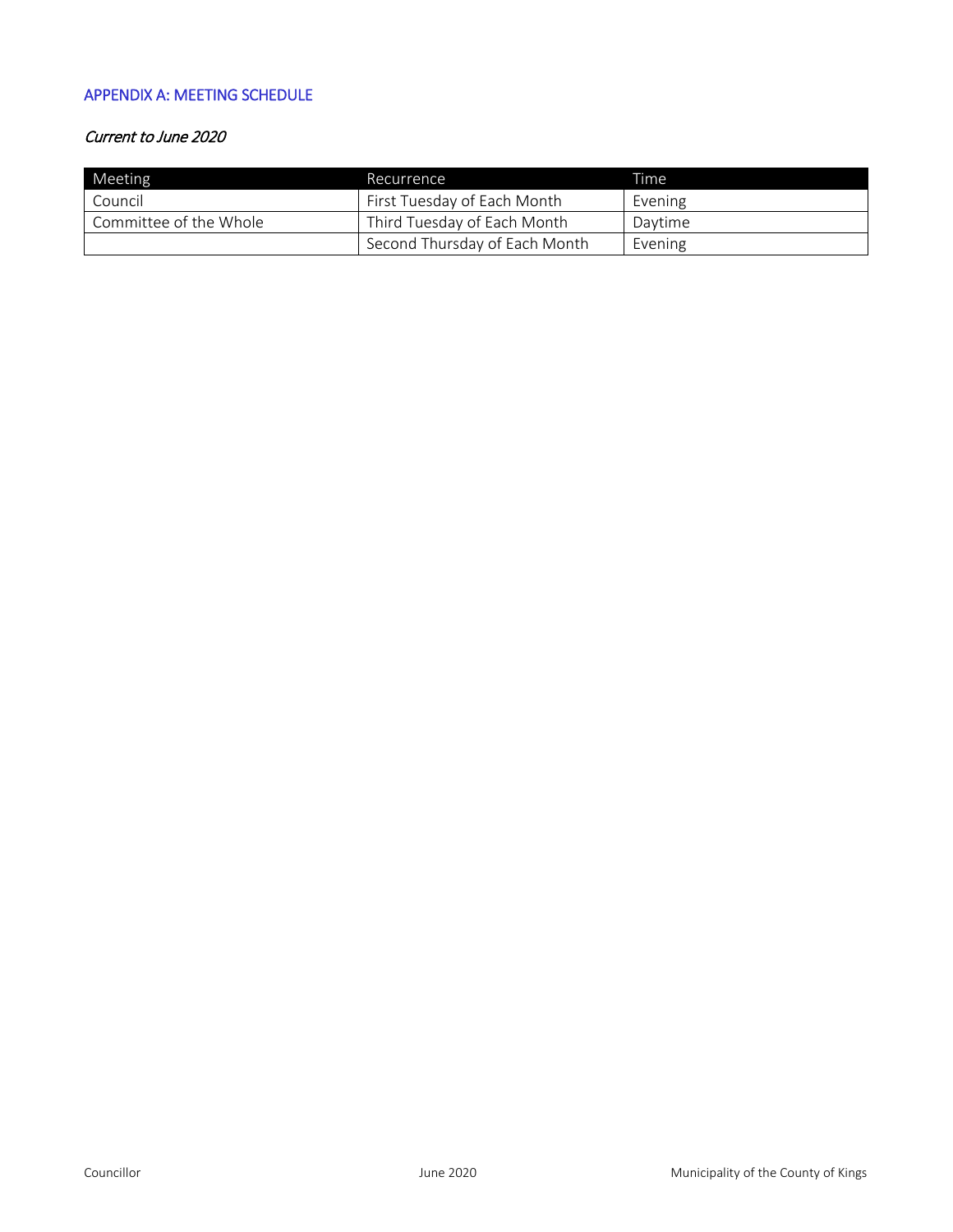## APPENDIX A: MEETING SCHEDULE

*Current to June 2020*

| Meeting | Recurrence | Time |
| --- | --- | --- |
| Council | First Tuesday of Each Month | Evening |
| Committee of the Whole | Third Tuesday of Each Month | Daytime |
| | Second Thursday of Each Month | Evening |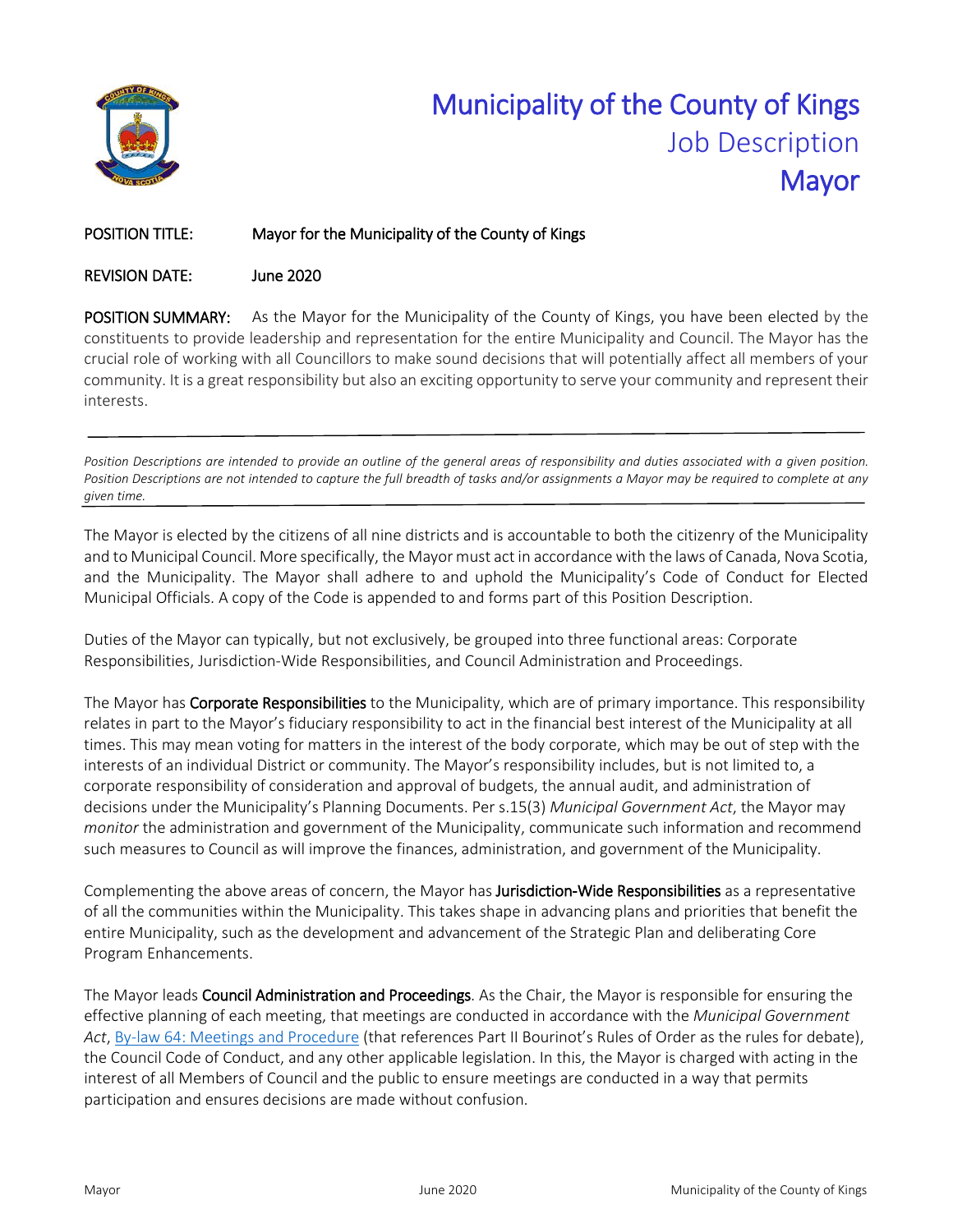# Municipality of the County of Kings

## Job Description

## Mayor

**POSITION TITLE:** Mayor for the Municipality of the County of Kings

**REVISION DATE:** June 2020

**POSITION SUMMARY:** As the Mayor for the Municipality of the County of Kings, you have been elected by the constituents to provide leadership and representation for the entire Municipality and Council. The Mayor has the crucial role of working with all Councillors to make sound decisions that will potentially affect all members of your community. It is a great responsibility but also an exciting opportunity to serve your community and represent their interests.

---

*Position Descriptions are intended to provide an outline of the general areas of responsibility and duties associated with a given position. Position Descriptions are not intended to capture the full breadth of tasks and/or assignments a Mayor may be required to complete at any given time.*

---

The Mayor is elected by the citizens of all nine districts and is accountable to both the citizenry of the Municipality and to Municipal Council. More specifically, the Mayor must act in accordance with the laws of Canada, Nova Scotia, and the Municipality. The Mayor shall adhere to and uphold the Municipality's Code of Conduct for Elected Municipal Officials. A copy of the Code is appended to and forms part of this Position Description.

Duties of the Mayor can typically, but not exclusively, be grouped into three functional areas: Corporate Responsibilities, Jurisdiction-Wide Responsibilities, and Council Administration and Proceedings.

The Mayor has **Corporate Responsibilities** to the Municipality, which are of primary importance. This responsibility relates in part to the Mayor's fiduciary responsibility to act in the financial best interest of the Municipality at all times. This may mean voting for matters in the interest of the body corporate, which may be out of step with the interests of an individual District or community. The Mayor's responsibility includes, but is not limited to, a corporate responsibility of consideration and approval of budgets, the annual audit, and administration of decisions under the Municipality's Planning Documents. Per s.15(3) *Municipal Government Act*, the Mayor may *monitor* the administration and government of the Municipality, communicate such information and recommend such measures to Council as will improve the finances, administration, and government of the Municipality.

Complementing the above areas of concern, the Mayor has **Jurisdiction-Wide Responsibilities** as a representative of all the communities within the Municipality. This takes shape in advancing plans and priorities that benefit the entire Municipality, such as the development and advancement of the Strategic Plan and deliberating Core Program Enhancements.

The Mayor leads **Council Administration and Proceedings**. As the Chair, the Mayor is responsible for ensuring the effective planning of each meeting, that meetings are conducted in accordance with the *Municipal Government Act*, [By-law 64: Meetings and Procedure] (that references Part II Bourinot's Rules of Order as the rules for debate), the Council Code of Conduct, and any other applicable legislation. In this, the Mayor is charged with acting in the interest of all Members of Council and the public to ensure meetings are conducted in a way that permits participation and ensures decisions are made without confusion.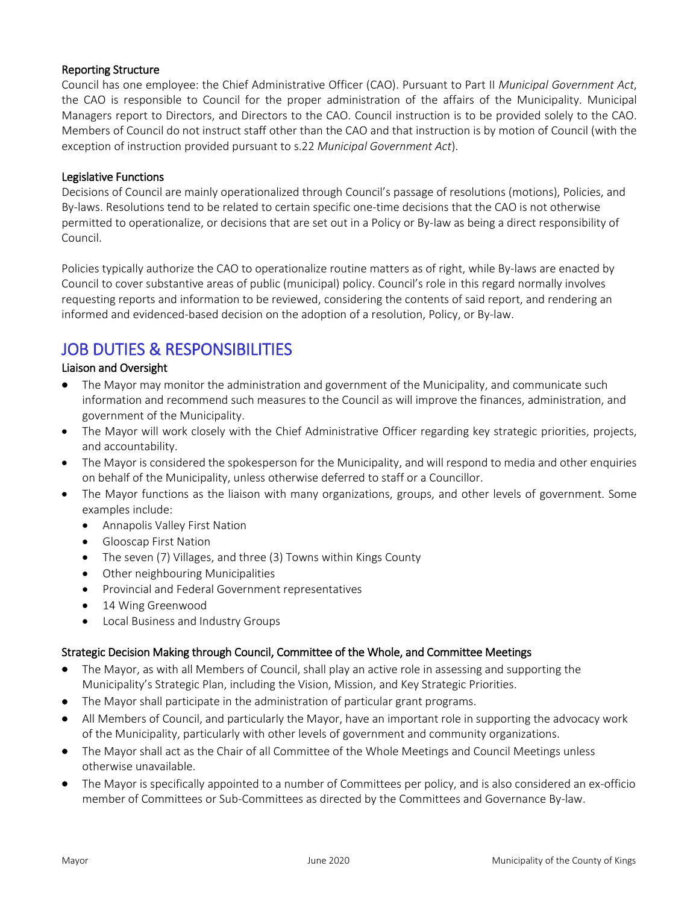### Reporting Structure

Council has one employee: the Chief Administrative Officer (CAO). Pursuant to Part II *Municipal Government Act*, the CAO is responsible to Council for the proper administration of the affairs of the Municipality. Municipal Managers report to Directors, and Directors to the CAO. Council instruction is to be provided solely to the CAO. Members of Council do not instruct staff other than the CAO and that instruction is by motion of Council (with the exception of instruction provided pursuant to s.22 *Municipal Government Act*).

### Legislative Functions

Decisions of Council are mainly operationalized through Council's passage of resolutions (motions), Policies, and By-laws. Resolutions tend to be related to certain specific one-time decisions that the CAO is not otherwise permitted to operationalize, or decisions that are set out in a Policy or By-law as being a direct responsibility of Council.

Policies typically authorize the CAO to operationalize routine matters as of right, while By-laws are enacted by Council to cover substantive areas of public (municipal) policy. Council's role in this regard normally involves requesting reports and information to be reviewed, considering the contents of said report, and rendering an informed and evidenced-based decision on the adoption of a resolution, Policy, or By-law.

## JOB DUTIES & RESPONSIBILITIES

### Liaison and Oversight

- The Mayor may monitor the administration and government of the Municipality, and communicate such information and recommend such measures to the Council as will improve the finances, administration, and government of the Municipality.
- The Mayor will work closely with the Chief Administrative Officer regarding key strategic priorities, projects, and accountability.
- The Mayor is considered the spokesperson for the Municipality, and will respond to media and other enquiries on behalf of the Municipality, unless otherwise deferred to staff or a Councillor.
- The Mayor functions as the liaison with many organizations, groups, and other levels of government. Some examples include:
  - Annapolis Valley First Nation
  - Glooscap First Nation
  - The seven (7) Villages, and three (3) Towns within Kings County
  - Other neighbouring Municipalities
  - Provincial and Federal Government representatives
  - 14 Wing Greenwood
  - Local Business and Industry Groups

### Strategic Decision Making through Council, Committee of the Whole, and Committee Meetings

- The Mayor, as with all Members of Council, shall play an active role in assessing and supporting the Municipality's Strategic Plan, including the Vision, Mission, and Key Strategic Priorities.
- The Mayor shall participate in the administration of particular grant programs.
- All Members of Council, and particularly the Mayor, have an important role in supporting the advocacy work of the Municipality, particularly with other levels of government and community organizations.
- The Mayor shall act as the Chair of all Committee of the Whole Meetings and Council Meetings unless otherwise unavailable.
- The Mayor is specifically appointed to a number of Committees per policy, and is also considered an ex-officio member of Committees or Sub-Committees as directed by the Committees and Governance By-law.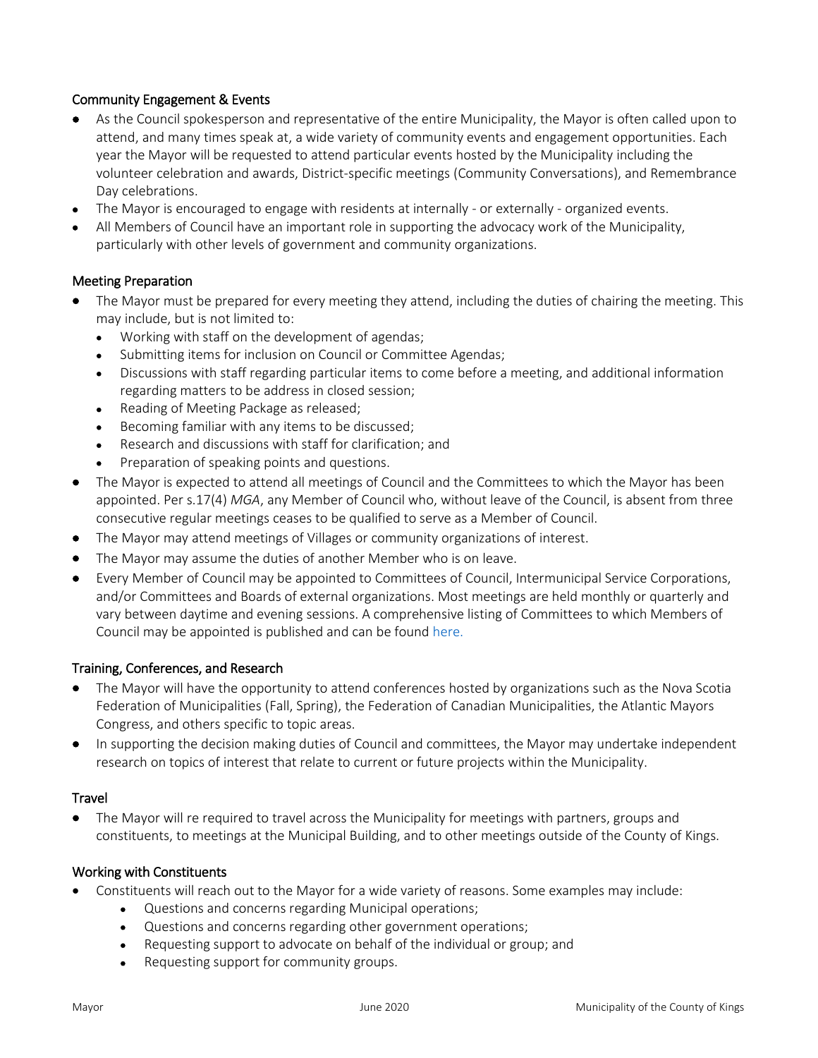### Community Engagement & Events

- As the Council spokesperson and representative of the entire Municipality, the Mayor is often called upon to attend, and many times speak at, a wide variety of community events and engagement opportunities. Each year the Mayor will be requested to attend particular events hosted by the Municipality including the volunteer celebration and awards, District-specific meetings (Community Conversations), and Remembrance Day celebrations.
- The Mayor is encouraged to engage with residents at internally - or externally - organized events.
- All Members of Council have an important role in supporting the advocacy work of the Municipality, particularly with other levels of government and community organizations.

### Meeting Preparation

- The Mayor must be prepared for every meeting they attend, including the duties of chairing the meeting. This may include, but is not limited to:
  - Working with staff on the development of agendas;
  - Submitting items for inclusion on Council or Committee Agendas;
  - Discussions with staff regarding particular items to come before a meeting, and additional information regarding matters to be address in closed session;
  - Reading of Meeting Package as released;
  - Becoming familiar with any items to be discussed;
  - Research and discussions with staff for clarification; and
  - Preparation of speaking points and questions.
- The Mayor is expected to attend all meetings of Council and the Committees to which the Mayor has been appointed. Per s.17(4) *MGA*, any Member of Council who, without leave of the Council, is absent from three consecutive regular meetings ceases to be qualified to serve as a Member of Council.
- The Mayor may attend meetings of Villages or community organizations of interest.
- The Mayor may assume the duties of another Member who is on leave.
- Every Member of Council may be appointed to Committees of Council, Intermunicipal Service Corporations, and/or Committees and Boards of external organizations. Most meetings are held monthly or quarterly and vary between daytime and evening sessions. A comprehensive listing of Committees to which Members of Council may be appointed is published and can be found here.

### Training, Conferences, and Research

- The Mayor will have the opportunity to attend conferences hosted by organizations such as the Nova Scotia Federation of Municipalities (Fall, Spring), the Federation of Canadian Municipalities, the Atlantic Mayors Congress, and others specific to topic areas.
- In supporting the decision making duties of Council and committees, the Mayor may undertake independent research on topics of interest that relate to current or future projects within the Municipality.

### Travel

- The Mayor will re required to travel across the Municipality for meetings with partners, groups and constituents, to meetings at the Municipal Building, and to other meetings outside of the County of Kings.

### Working with Constituents

- Constituents will reach out to the Mayor for a wide variety of reasons. Some examples may include:
  - Questions and concerns regarding Municipal operations;
  - Questions and concerns regarding other government operations;
  - Requesting support to advocate on behalf of the individual or group; and
  - Requesting support for community groups.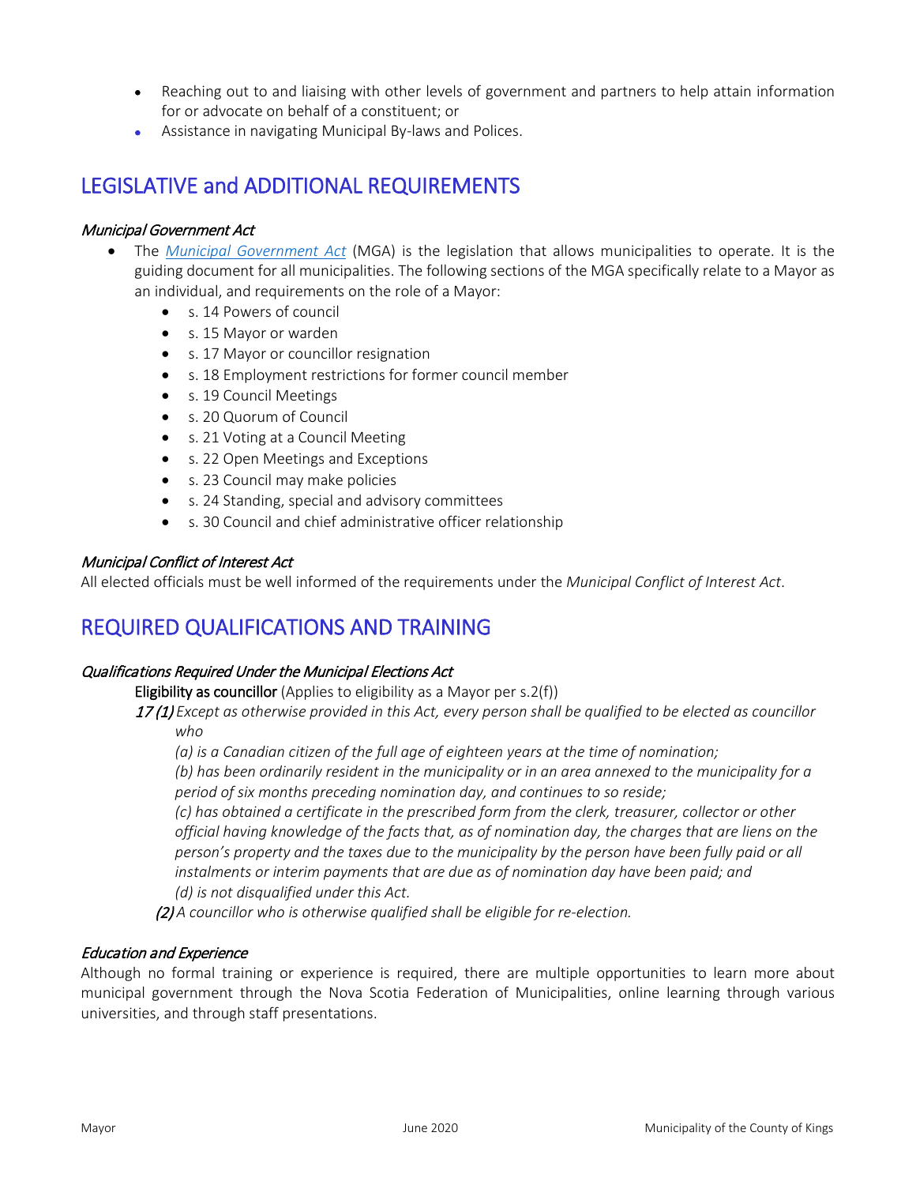- Reaching out to and liaising with other levels of government and partners to help attain information for or advocate on behalf of a constituent; or
- Assistance in navigating Municipal By-laws and Polices.

## LEGISLATIVE and ADDITIONAL REQUIREMENTS

### *Municipal Government Act*

- The *Municipal Government Act* (MGA) is the legislation that allows municipalities to operate. It is the guiding document for all municipalities. The following sections of the MGA specifically relate to a Mayor as an individual, and requirements on the role of a Mayor:
  - s. 14 Powers of council
  - s. 15 Mayor or warden
  - s. 17 Mayor or councillor resignation
  - s. 18 Employment restrictions for former council member
  - s. 19 Council Meetings
  - s. 20 Quorum of Council
  - s. 21 Voting at a Council Meeting
  - s. 22 Open Meetings and Exceptions
  - s. 23 Council may make policies
  - s. 24 Standing, special and advisory committees
  - s. 30 Council and chief administrative officer relationship

### *Municipal Conflict of Interest Act*

All elected officials must be well informed of the requirements under the *Municipal Conflict of Interest Act*.

## REQUIRED QUALIFICATIONS AND TRAINING

### *Qualifications Required Under the Municipal Elections Act*

**Eligibility as councillor** (Applies to eligibility as a Mayor per s.2(f))

***17 (1)*** *Except as otherwise provided in this Act, every person shall be qualified to be elected as councillor who*

*(a) is a Canadian citizen of the full age of eighteen years at the time of nomination;*

*(b) has been ordinarily resident in the municipality or in an area annexed to the municipality for a period of six months preceding nomination day, and continues to so reside;*

*(c) has obtained a certificate in the prescribed form from the clerk, treasurer, collector or other official having knowledge of the facts that, as of nomination day, the charges that are liens on the person's property and the taxes due to the municipality by the person have been fully paid or all instalments or interim payments that are due as of nomination day have been paid; and*

*(d) is not disqualified under this Act.*

***(2)*** *A councillor who is otherwise qualified shall be eligible for re-election.*

### *Education and Experience*

Although no formal training or experience is required, there are multiple opportunities to learn more about municipal government through the Nova Scotia Federation of Municipalities, online learning through various universities, and through staff presentations.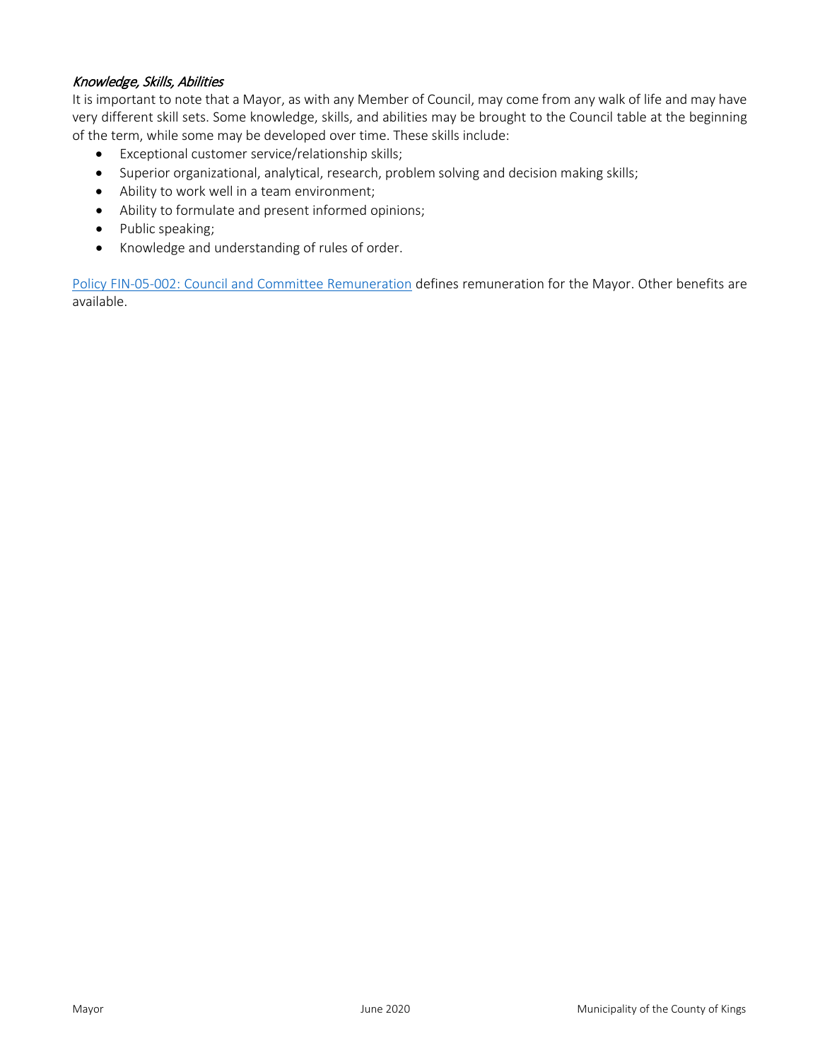### *Knowledge, Skills, Abilities*

It is important to note that a Mayor, as with any Member of Council, may come from any walk of life and may have very different skill sets. Some knowledge, skills, and abilities may be brought to the Council table at the beginning of the term, while some may be developed over time. These skills include:

- Exceptional customer service/relationship skills;
- Superior organizational, analytical, research, problem solving and decision making skills;
- Ability to work well in a team environment;
- Ability to formulate and present informed opinions;
- Public speaking;
- Knowledge and understanding of rules of order.

Policy FIN-05-002: Council and Committee Remuneration defines remuneration for the Mayor. Other benefits are available.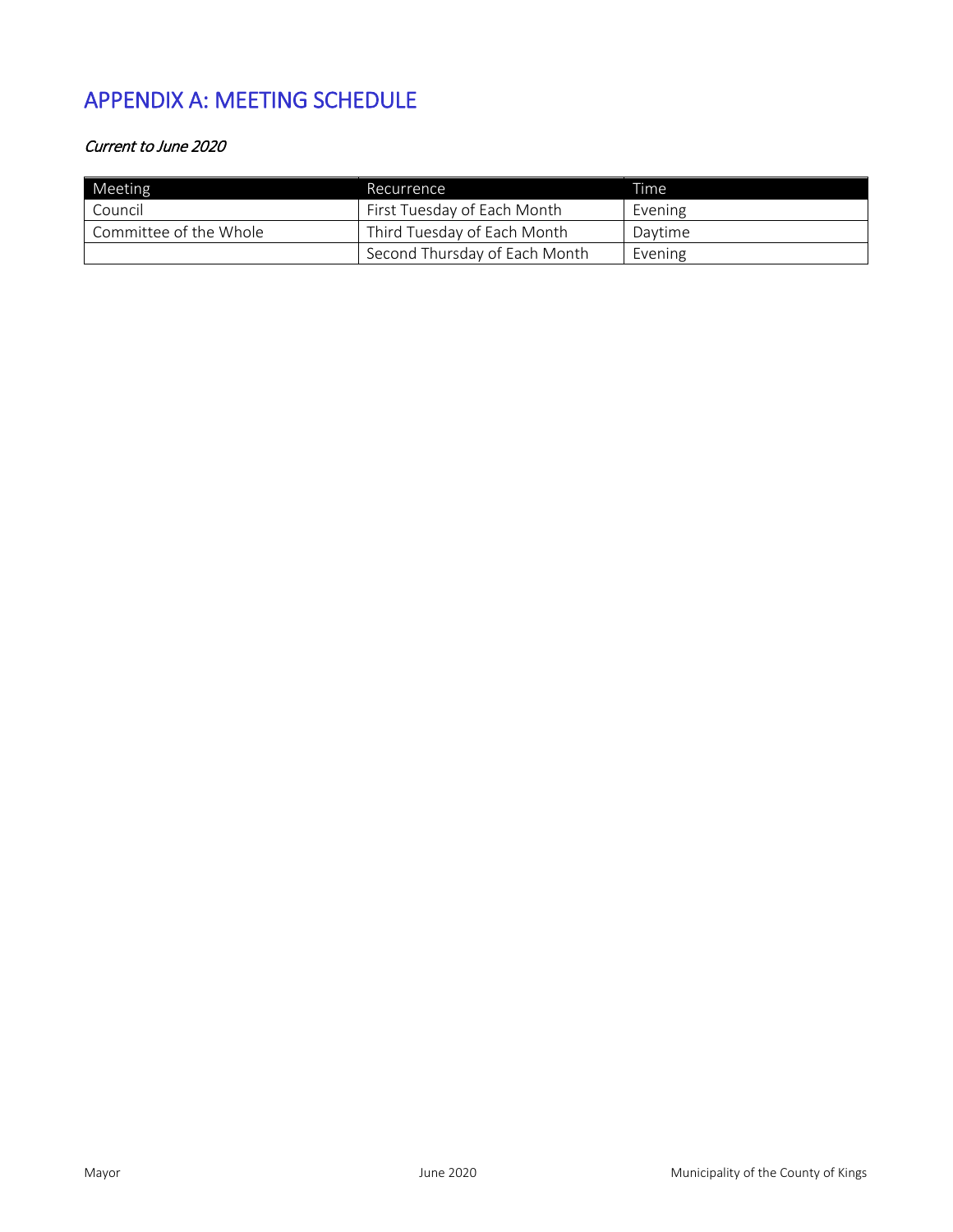# APPENDIX A: MEETING SCHEDULE

*Current to June 2020*

| Meeting | Recurrence | Time |
| --- | --- | --- |
| Council | First Tuesday of Each Month | Evening |
| Committee of the Whole | Third Tuesday of Each Month | Daytime |
| | Second Thursday of Each Month | Evening |